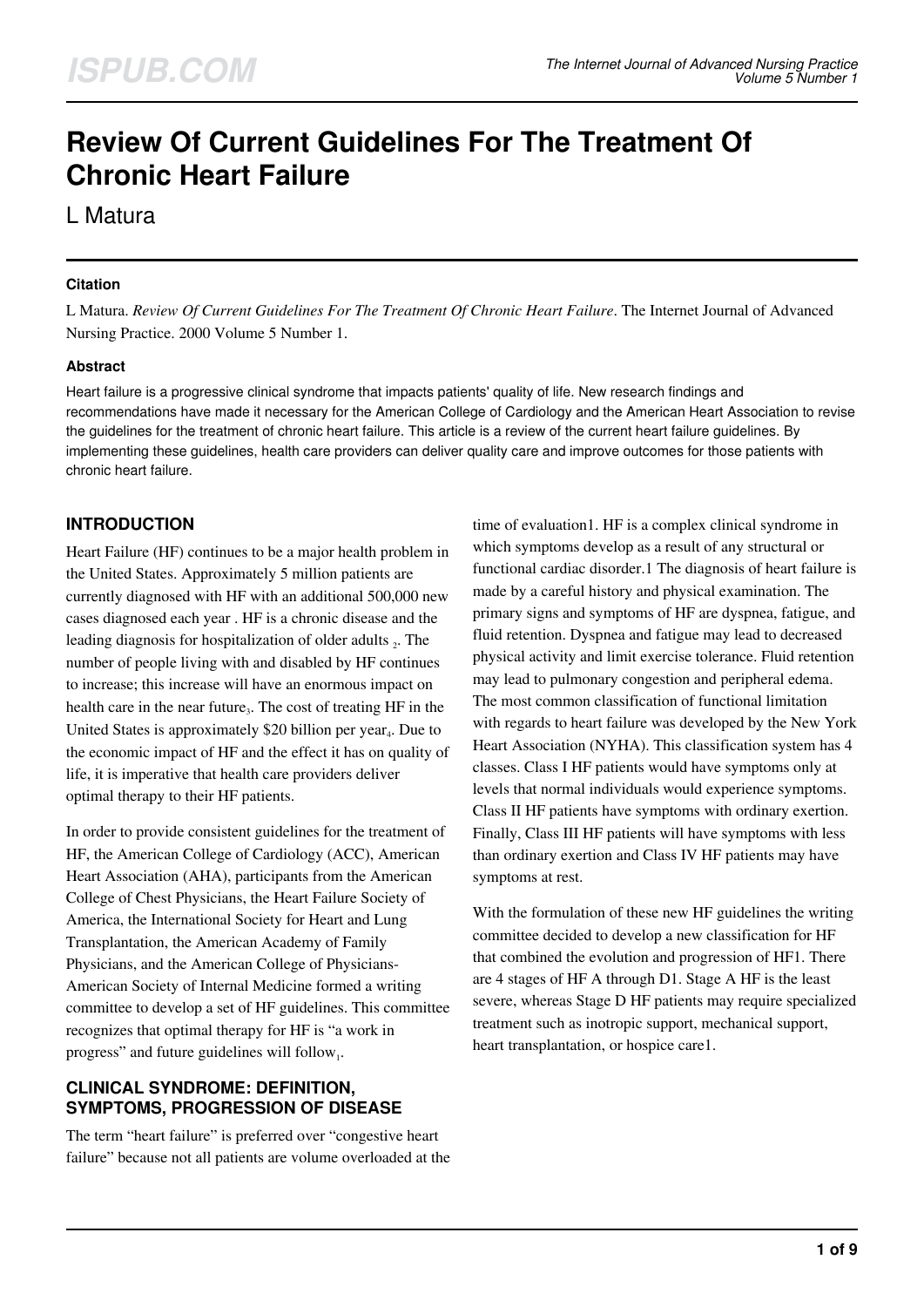# Review Of Current Guidelines For The Treatment Of Chronic Heart Failure

L Matura

### Citation

L Matura. *Review Of Current Guidelines For The Treatment Of Chronic Heart Failure*. The Internet Journal of Advanced Nursing Practice. 2000 Volume 5 Number 1.

### Abstract

Heart failure is a progressive clinical syndrome that impacts patients' quality of life. New research findings and recommendations have made it necessary for the American College of Cardiology and the American Heart Association to revise the guidelines for the treatment of chronic heart failure. This article is a review of the current heart failure guidelines. By implementing these guidelines, health care providers can deliver quality care and improve outcomes for those patients with chronic heart failure.

## INTRODUCTION

Heart Failure (HF) continues to be a major health problem in the United States. Approximately 5 million patients are currently diagnosed with HF with an additional 500,000 new cases diagnosed each year . HF is a chronic disease and the leading diagnosis for hospitalization of older adults [2]. The number of people living with and disabled by HF continues to increase; this increase will have an enormous impact on health care in the near future[3]. The cost of treating HF in the United States is approximately $20 billion per year[4]. Due to the economic impact of HF and the effect it has on quality of life, it is imperative that health care providers deliver optimal therapy to their HF patients.

In order to provide consistent guidelines for the treatment of HF, the American College of Cardiology (ACC), American Heart Association (AHA), participants from the American College of Chest Physicians, the Heart Failure Society of America, the International Society for Heart and Lung Transplantation, the American Academy of Family Physicians, and the American College of Physicians-American Society of Internal Medicine formed a writing committee to develop a set of HF guidelines. This committee recognizes that optimal therapy for HF is "a work in progress" and future guidelines will follow[1].

## CLINICAL SYNDROME: DEFINITION, SYMPTOMS, PROGRESSION OF DISEASE

The term "heart failure" is preferred over "congestive heart failure" because not all patients are volume overloaded at the time of evaluation1. HF is a complex clinical syndrome in which symptoms develop as a result of any structural or functional cardiac disorder.1 The diagnosis of heart failure is made by a careful history and physical examination. The primary signs and symptoms of HF are dyspnea, fatigue, and fluid retention. Dyspnea and fatigue may lead to decreased physical activity and limit exercise tolerance. Fluid retention may lead to pulmonary congestion and peripheral edema. The most common classification of functional limitation with regards to heart failure was developed by the New York Heart Association (NYHA). This classification system has 4 classes. Class I HF patients would have symptoms only at levels that normal individuals would experience symptoms. Class II HF patients have symptoms with ordinary exertion. Finally, Class III HF patients will have symptoms with less than ordinary exertion and Class IV HF patients may have symptoms at rest.

With the formulation of these new HF guidelines the writing committee decided to develop a new classification for HF that combined the evolution and progression of HF1. There are 4 stages of HF A through D1. Stage A HF is the least severe, whereas Stage D HF patients may require specialized treatment such as inotropic support, mechanical support, heart transplantation, or hospice care1.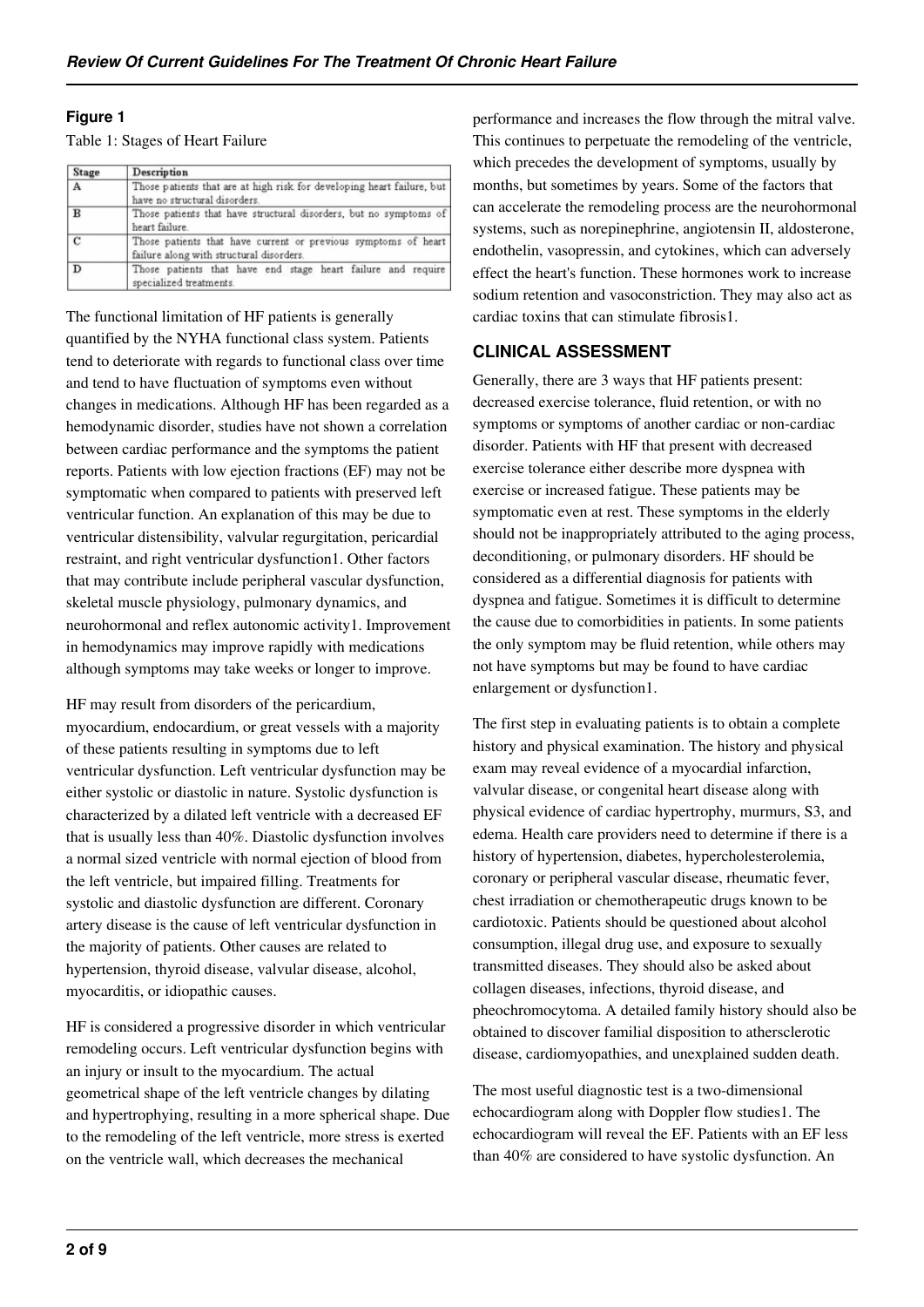**Figure 1**

Table 1: Stages of Heart Failure

| Stage | Description |
| --- | --- |
| A | Those patients that are at high risk for developing heart failure, but have no structural disorders. |
| B | Those patients that have structural disorders, but no symptoms of heart failure. |
| C | Those patients that have current or previous symptoms of heart failure along with structural disorders. |
| D | Those patients that have end stage heart failure and require specialized treatments. |

The functional limitation of HF patients is generally quantified by the NYHA functional class system. Patients tend to deteriorate with regards to functional class over time and tend to have fluctuation of symptoms even without changes in medications. Although HF has been regarded as a hemodynamic disorder, studies have not shown a correlation between cardiac performance and the symptoms the patient reports. Patients with low ejection fractions (EF) may not be symptomatic when compared to patients with preserved left ventricular function. An explanation of this may be due to ventricular distensibility, valvular regurgitation, pericardial restraint, and right ventricular dysfunction1. Other factors that may contribute include peripheral vascular dysfunction, skeletal muscle physiology, pulmonary dynamics, and neurohormonal and reflex autonomic activity1. Improvement in hemodynamics may improve rapidly with medications although symptoms may take weeks or longer to improve.

HF may result from disorders of the pericardium, myocardium, endocardium, or great vessels with a majority of these patients resulting in symptoms due to left ventricular dysfunction. Left ventricular dysfunction may be either systolic or diastolic in nature. Systolic dysfunction is characterized by a dilated left ventricle with a decreased EF that is usually less than 40%. Diastolic dysfunction involves a normal sized ventricle with normal ejection of blood from the left ventricle, but impaired filling. Treatments for systolic and diastolic dysfunction are different. Coronary artery disease is the cause of left ventricular dysfunction in the majority of patients. Other causes are related to hypertension, thyroid disease, valvular disease, alcohol, myocarditis, or idiopathic causes.

HF is considered a progressive disorder in which ventricular remodeling occurs. Left ventricular dysfunction begins with an injury or insult to the myocardium. The actual geometrical shape of the left ventricle changes by dilating and hypertrophying, resulting in a more spherical shape. Due to the remodeling of the left ventricle, more stress is exerted on the ventricle wall, which decreases the mechanical performance and increases the flow through the mitral valve. This continues to perpetuate the remodeling of the ventricle, which precedes the development of symptoms, usually by months, but sometimes by years. Some of the factors that can accelerate the remodeling process are the neurohormonal systems, such as norepinephrine, angiotensin II, aldosterone, endothelin, vasopressin, and cytokines, which can adversely effect the heart's function. These hormones work to increase sodium retention and vasoconstriction. They may also act as cardiac toxins that can stimulate fibrosis1.

## CLINICAL ASSESSMENT

Generally, there are 3 ways that HF patients present: decreased exercise tolerance, fluid retention, or with no symptoms or symptoms of another cardiac or non-cardiac disorder. Patients with HF that present with decreased exercise tolerance either describe more dyspnea with exercise or increased fatigue. These patients may be symptomatic even at rest. These symptoms in the elderly should not be inappropriately attributed to the aging process, deconditioning, or pulmonary disorders. HF should be considered as a differential diagnosis for patients with dyspnea and fatigue. Sometimes it is difficult to determine the cause due to comorbidities in patients. In some patients the only symptom may be fluid retention, while others may not have symptoms but may be found to have cardiac enlargement or dysfunction1.

The first step in evaluating patients is to obtain a complete history and physical examination. The history and physical exam may reveal evidence of a myocardial infarction, valvular disease, or congenital heart disease along with physical evidence of cardiac hypertrophy, murmurs, S3, and edema. Health care providers need to determine if there is a history of hypertension, diabetes, hypercholesterolemia, coronary or peripheral vascular disease, rheumatic fever, chest irradiation or chemotherapeutic drugs known to be cardiotoxic. Patients should be questioned about alcohol consumption, illegal drug use, and exposure to sexually transmitted diseases. They should also be asked about collagen diseases, infections, thyroid disease, and pheochromocytoma. A detailed family history should also be obtained to discover familial disposition to athersclerotic disease, cardiomyopathies, and unexplained sudden death.

The most useful diagnostic test is a two-dimensional echocardiogram along with Doppler flow studies1. The echocardiogram will reveal the EF. Patients with an EF less than 40% are considered to have systolic dysfunction. An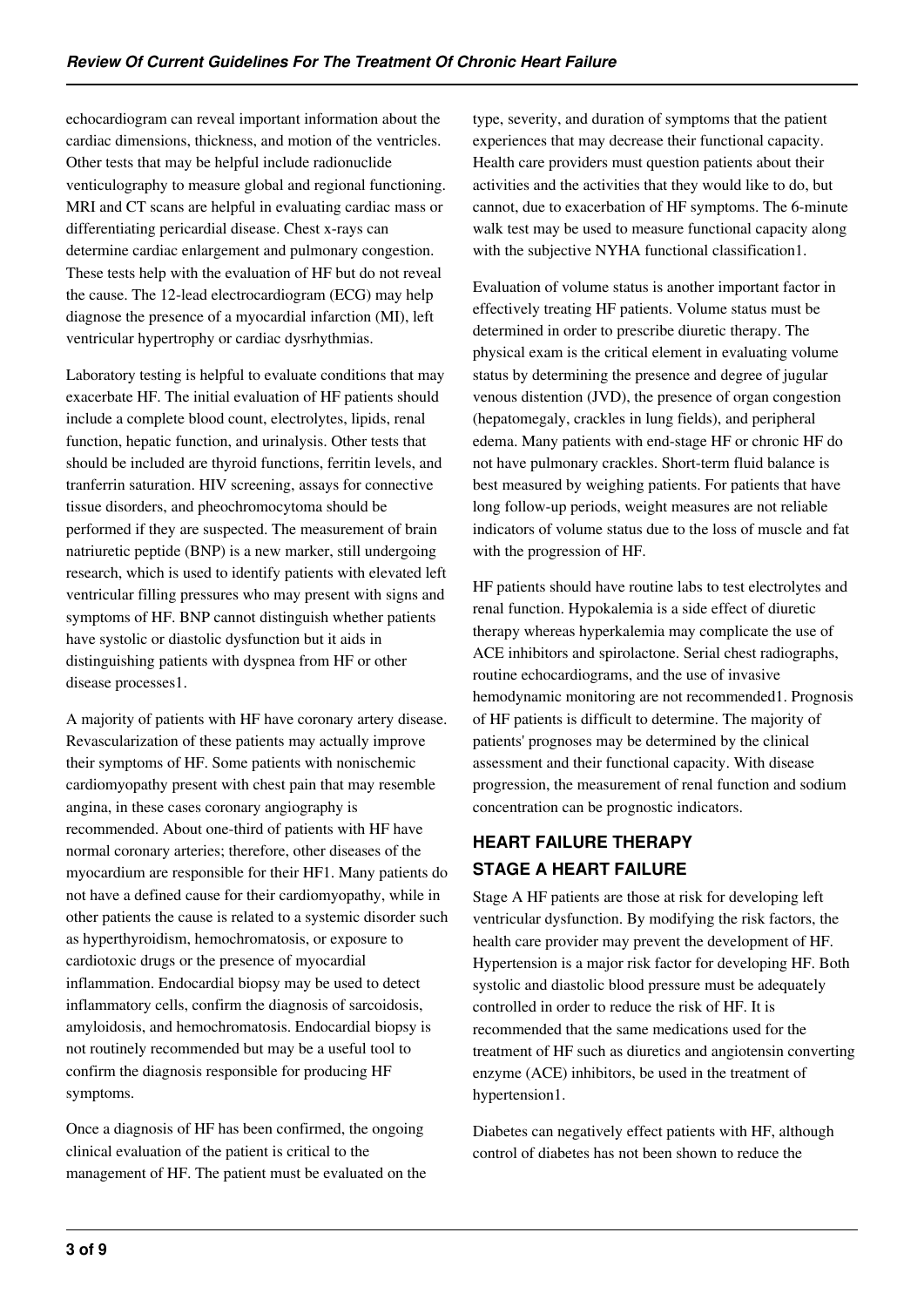echocardiogram can reveal important information about the cardiac dimensions, thickness, and motion of the ventricles. Other tests that may be helpful include radionuclide venticulography to measure global and regional functioning. MRI and CT scans are helpful in evaluating cardiac mass or differentiating pericardial disease. Chest x-rays can determine cardiac enlargement and pulmonary congestion. These tests help with the evaluation of HF but do not reveal the cause. The 12-lead electrocardiogram (ECG) may help diagnose the presence of a myocardial infarction (MI), left ventricular hypertrophy or cardiac dysrhythmias.

Laboratory testing is helpful to evaluate conditions that may exacerbate HF. The initial evaluation of HF patients should include a complete blood count, electrolytes, lipids, renal function, hepatic function, and urinalysis. Other tests that should be included are thyroid functions, ferritin levels, and tranferrin saturation. HIV screening, assays for connective tissue disorders, and pheochromocytoma should be performed if they are suspected. The measurement of brain natriuretic peptide (BNP) is a new marker, still undergoing research, which is used to identify patients with elevated left ventricular filling pressures who may present with signs and symptoms of HF. BNP cannot distinguish whether patients have systolic or diastolic dysfunction but it aids in distinguishing patients with dyspnea from HF or other disease processes[1].

A majority of patients with HF have coronary artery disease. Revascularization of these patients may actually improve their symptoms of HF. Some patients with nonischemic cardiomyopathy present with chest pain that may resemble angina, in these cases coronary angiography is recommended. About one-third of patients with HF have normal coronary arteries; therefore, other diseases of the myocardium are responsible for their HF[1]. Many patients do not have a defined cause for their cardiomyopathy, while in other patients the cause is related to a systemic disorder such as hyperthyroidism, hemochromatosis, or exposure to cardiotoxic drugs or the presence of myocardial inflammation. Endocardial biopsy may be used to detect inflammatory cells, confirm the diagnosis of sarcoidosis, amyloidosis, and hemochromatosis. Endocardial biopsy is not routinely recommended but may be a useful tool to confirm the diagnosis responsible for producing HF symptoms.

Once a diagnosis of HF has been confirmed, the ongoing clinical evaluation of the patient is critical to the management of HF. The patient must be evaluated on the type, severity, and duration of symptoms that the patient experiences that may decrease their functional capacity. Health care providers must question patients about their activities and the activities that they would like to do, but cannot, due to exacerbation of HF symptoms. The 6-minute walk test may be used to measure functional capacity along with the subjective NYHA functional classification[1].

Evaluation of volume status is another important factor in effectively treating HF patients. Volume status must be determined in order to prescribe diuretic therapy. The physical exam is the critical element in evaluating volume status by determining the presence and degree of jugular venous distention (JVD), the presence of organ congestion (hepatomegaly, crackles in lung fields), and peripheral edema. Many patients with end-stage HF or chronic HF do not have pulmonary crackles. Short-term fluid balance is best measured by weighing patients. For patients that have long follow-up periods, weight measures are not reliable indicators of volume status due to the loss of muscle and fat with the progression of HF.

HF patients should have routine labs to test electrolytes and renal function. Hypokalemia is a side effect of diuretic therapy whereas hyperkalemia may complicate the use of ACE inhibitors and spirolactone. Serial chest radiographs, routine echocardiograms, and the use of invasive hemodynamic monitoring are not recommended[1]. Prognosis of HF patients is difficult to determine. The majority of patients' prognoses may be determined by the clinical assessment and their functional capacity. With disease progression, the measurement of renal function and sodium concentration can be prognostic indicators.

## HEART FAILURE THERAPY

### STAGE A HEART FAILURE

Stage A HF patients are those at risk for developing left ventricular dysfunction. By modifying the risk factors, the health care provider may prevent the development of HF. Hypertension is a major risk factor for developing HF. Both systolic and diastolic blood pressure must be adequately controlled in order to reduce the risk of HF. It is recommended that the same medications used for the treatment of HF such as diuretics and angiotensin converting enzyme (ACE) inhibitors, be used in the treatment of hypertension[1].

Diabetes can negatively effect patients with HF, although control of diabetes has not been shown to reduce the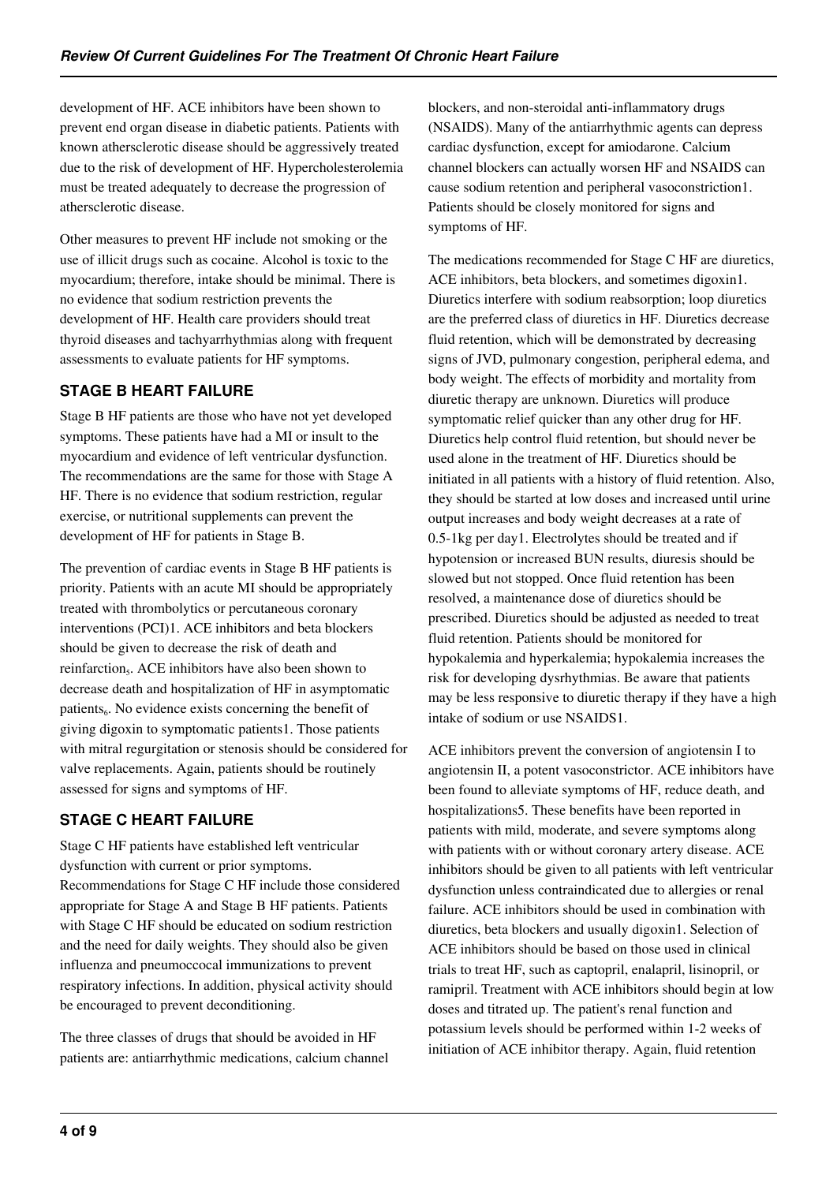development of HF. ACE inhibitors have been shown to prevent end organ disease in diabetic patients. Patients with known athersclerotic disease should be aggressively treated due to the risk of development of HF. Hypercholesterolemia must be treated adequately to decrease the progression of athersclerotic disease.

Other measures to prevent HF include not smoking or the use of illicit drugs such as cocaine. Alcohol is toxic to the myocardium; therefore, intake should be minimal. There is no evidence that sodium restriction prevents the development of HF. Health care providers should treat thyroid diseases and tachyarrhythmias along with frequent assessments to evaluate patients for HF symptoms.

## STAGE B HEART FAILURE

Stage B HF patients are those who have not yet developed symptoms. These patients have had a MI or insult to the myocardium and evidence of left ventricular dysfunction. The recommendations are the same for those with Stage A HF. There is no evidence that sodium restriction, regular exercise, or nutritional supplements can prevent the development of HF for patients in Stage B.

The prevention of cardiac events in Stage B HF patients is priority. Patients with an acute MI should be appropriately treated with thrombolytics or percutaneous coronary interventions (PCI)1. ACE inhibitors and beta blockers should be given to decrease the risk of death and reinfarction[5]. ACE inhibitors have also been shown to decrease death and hospitalization of HF in asymptomatic patients[6]. No evidence exists concerning the benefit of giving digoxin to symptomatic patients1. Those patients with mitral regurgitation or stenosis should be considered for valve replacements. Again, patients should be routinely assessed for signs and symptoms of HF.

## STAGE C HEART FAILURE

Stage C HF patients have established left ventricular dysfunction with current or prior symptoms. Recommendations for Stage C HF include those considered appropriate for Stage A and Stage B HF patients. Patients with Stage C HF should be educated on sodium restriction and the need for daily weights. They should also be given influenza and pneumoccocal immunizations to prevent respiratory infections. In addition, physical activity should be encouraged to prevent deconditioning.

The three classes of drugs that should be avoided in HF patients are: antiarrhythmic medications, calcium channel blockers, and non-steroidal anti-inflammatory drugs (NSAIDS). Many of the antiarrhythmic agents can depress cardiac dysfunction, except for amiodarone. Calcium channel blockers can actually worsen HF and NSAIDS can cause sodium retention and peripheral vasoconstriction1. Patients should be closely monitored for signs and symptoms of HF.

The medications recommended for Stage C HF are diuretics, ACE inhibitors, beta blockers, and sometimes digoxin1. Diuretics interfere with sodium reabsorption; loop diuretics are the preferred class of diuretics in HF. Diuretics decrease fluid retention, which will be demonstrated by decreasing signs of JVD, pulmonary congestion, peripheral edema, and body weight. The effects of morbidity and mortality from diuretic therapy are unknown. Diuretics will produce symptomatic relief quicker than any other drug for HF. Diuretics help control fluid retention, but should never be used alone in the treatment of HF. Diuretics should be initiated in all patients with a history of fluid retention. Also, they should be started at low doses and increased until urine output increases and body weight decreases at a rate of 0.5-1kg per day1. Electrolytes should be treated and if hypotension or increased BUN results, diuresis should be slowed but not stopped. Once fluid retention has been resolved, a maintenance dose of diuretics should be prescribed. Diuretics should be adjusted as needed to treat fluid retention. Patients should be monitored for hypokalemia and hyperkalemia; hypokalemia increases the risk for developing dysrhythmias. Be aware that patients may be less responsive to diuretic therapy if they have a high intake of sodium or use NSAIDS1.

ACE inhibitors prevent the conversion of angiotensin I to angiotensin II, a potent vasoconstrictor. ACE inhibitors have been found to alleviate symptoms of HF, reduce death, and hospitalizations5. These benefits have been reported in patients with mild, moderate, and severe symptoms along with patients with or without coronary artery disease. ACE inhibitors should be given to all patients with left ventricular dysfunction unless contraindicated due to allergies or renal failure. ACE inhibitors should be used in combination with diuretics, beta blockers and usually digoxin1. Selection of ACE inhibitors should be based on those used in clinical trials to treat HF, such as captopril, enalapril, lisinopril, or ramipril. Treatment with ACE inhibitors should begin at low doses and titrated up. The patient's renal function and potassium levels should be performed within 1-2 weeks of initiation of ACE inhibitor therapy. Again, fluid retention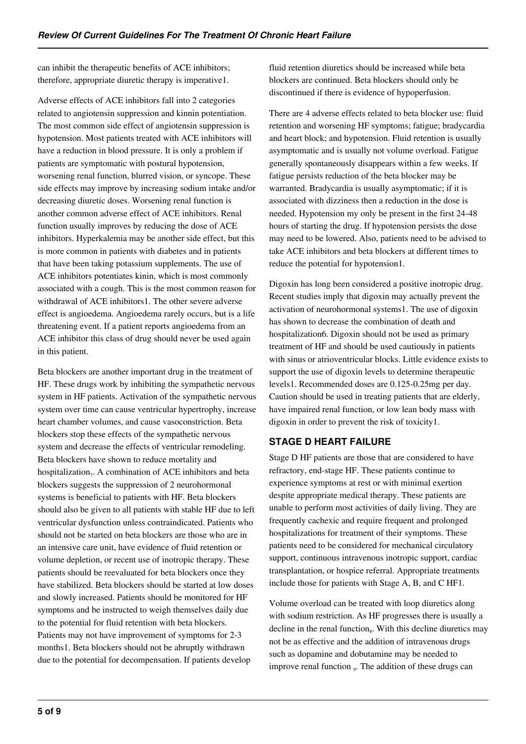can inhibit the therapeutic benefits of ACE inhibitors; therefore, appropriate diuretic therapy is imperative1.

Adverse effects of ACE inhibitors fall into 2 categories related to angiotensin suppression and kinnin potentiation. The most common side effect of angiotensin suppression is hypotension. Most patients treated with ACE inhibitors will have a reduction in blood pressure. It is only a problem if patients are symptomatic with postural hypotension, worsening renal function, blurred vision, or syncope. These side effects may improve by increasing sodium intake and/or decreasing diuretic doses. Worsening renal function is another common adverse effect of ACE inhibitors. Renal function usually improves by reducing the dose of ACE inhibitors. Hyperkalemia may be another side effect, but this is more common in patients with diabetes and in patients that have been taking potassium supplements. The use of ACE inhibitors potentiates kinin, which is most commonly associated with a cough. This is the most common reason for withdrawal of ACE inhibitors1. The other severe adverse effect is angioedema. Angioedema rarely occurs, but is a life threatening event. If a patient reports angioedema from an ACE inhibitor this class of drug should never be used again in this patient.

Beta blockers are another important drug in the treatment of HF. These drugs work by inhibiting the sympathetic nervous system in HF patients. Activation of the sympathetic nervous system over time can cause ventricular hypertrophy, increase heart chamber volumes, and cause vasoconstriction. Beta blockers stop these effects of the sympathetic nervous system and decrease the effects of ventricular remodeling. Beta blockers have shown to reduce mortality and hospitalization[7]. A combination of ACE inhibitors and beta blockers suggests the suppression of 2 neurohormonal systems is beneficial to patients with HF. Beta blockers should also be given to all patients with stable HF due to left ventricular dysfunction unless contraindicated. Patients who should not be started on beta blockers are those who are in an intensive care unit, have evidence of fluid retention or volume depletion, or recent use of inotropic therapy. These patients should be reevaluated for beta blockers once they have stabilized. Beta blockers should be started at low doses and slowly increased. Patients should be monitored for HF symptoms and be instructed to weigh themselves daily due to the potential for fluid retention with beta blockers. Patients may not have improvement of symptoms for 2-3 months1. Beta blockers should not be abruptly withdrawn due to the potential for decompensation. If patients develop fluid retention diuretics should be increased while beta blockers are continued. Beta blockers should only be discontinued if there is evidence of hypoperfusion.

There are 4 adverse effects related to beta blocker use: fluid retention and worsening HF symptoms; fatigue; bradycardia and heart block; and hypotension. Fluid retention is usually asymptomatic and is usually not volume overload. Fatigue generally spontaneously disappears within a few weeks. If fatigue persists reduction of the beta blocker may be warranted. Bradycardia is usually asymptomatic; if it is associated with dizziness then a reduction in the dose is needed. Hypotension my only be present in the first 24-48 hours of starting the drug. If hypotension persists the dose may need to be lowered. Also, patients need to be advised to take ACE inhibitors and beta blockers at different times to reduce the potential for hypotension1.

Digoxin has long been considered a positive inotropic drug. Recent studies imply that digoxin may actually prevent the activation of neurohormonal systems1. The use of digoxin has shown to decrease the combination of death and hospitalization6. Digoxin should not be used as primary treatment of HF and should be used cautiously in patients with sinus or atrioventricular blocks. Little evidence exists to support the use of digoxin levels to determine therapeutic levels1. Recommended doses are 0.125-0.25mg per day. Caution should be used in treating patients that are elderly, have impaired renal function, or low lean body mass with digoxin in order to prevent the risk of toxicity1.

## STAGE D HEART FAILURE

Stage D HF patients are those that are considered to have refractory, end-stage HF. These patients continue to experience symptoms at rest or with minimal exertion despite appropriate medical therapy. These patients are unable to perform most activities of daily living. They are frequently cachexic and require frequent and prolonged hospitalizations for treatment of their symptoms. These patients need to be considered for mechanical circulatory support, continuous intravenous inotropic support, cardiac transplantation, or hospice referral. Appropriate treatments include those for patients with Stage A, B, and C HF1.

Volume overload can be treated with loop diuretics along with sodium restriction. As HF progresses there is usually a decline in the renal function[8]. With this decline diuretics may not be as effective and the addition of intravenous drugs such as dopamine and dobutamine may be needed to improve renal function [9]. The addition of these drugs can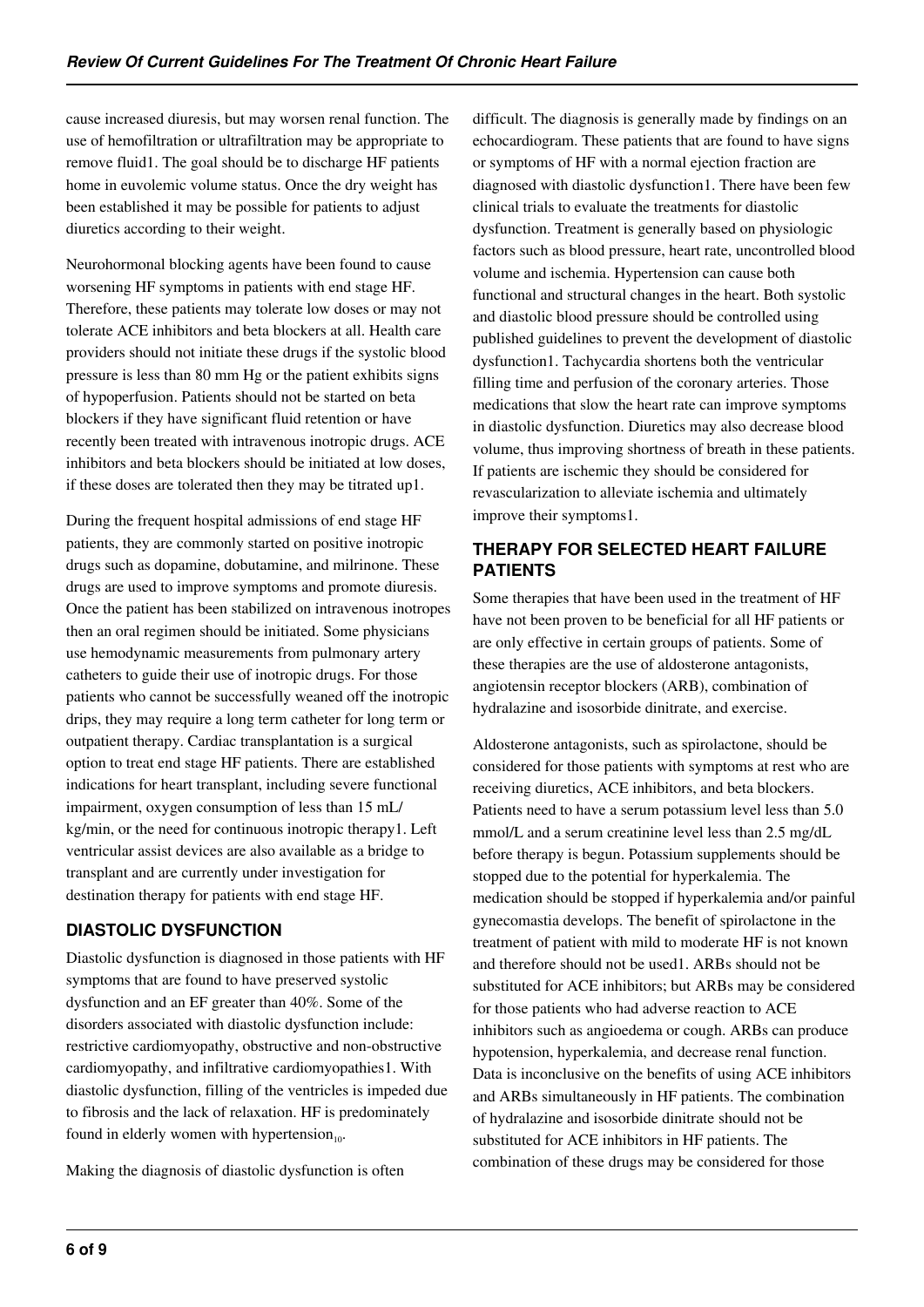cause increased diuresis, but may worsen renal function. The use of hemofiltration or ultrafiltration may be appropriate to remove fluid1. The goal should be to discharge HF patients home in euvolemic volume status. Once the dry weight has been established it may be possible for patients to adjust diuretics according to their weight.

Neurohormonal blocking agents have been found to cause worsening HF symptoms in patients with end stage HF. Therefore, these patients may tolerate low doses or may not tolerate ACE inhibitors and beta blockers at all. Health care providers should not initiate these drugs if the systolic blood pressure is less than 80 mm Hg or the patient exhibits signs of hypoperfusion. Patients should not be started on beta blockers if they have significant fluid retention or have recently been treated with intravenous inotropic drugs. ACE inhibitors and beta blockers should be initiated at low doses, if these doses are tolerated then they may be titrated up1.

During the frequent hospital admissions of end stage HF patients, they are commonly started on positive inotropic drugs such as dopamine, dobutamine, and milrinone. These drugs are used to improve symptoms and promote diuresis. Once the patient has been stabilized on intravenous inotropes then an oral regimen should be initiated. Some physicians use hemodynamic measurements from pulmonary artery catheters to guide their use of inotropic drugs. For those patients who cannot be successfully weaned off the inotropic drips, they may require a long term catheter for long term or outpatient therapy. Cardiac transplantation is a surgical option to treat end stage HF patients. There are established indications for heart transplant, including severe functional impairment, oxygen consumption of less than 15 mL/kg/min, or the need for continuous inotropic therapy1. Left ventricular assist devices are also available as a bridge to transplant and are currently under investigation for destination therapy for patients with end stage HF.

## DIASTOLIC DYSFUNCTION

Diastolic dysfunction is diagnosed in those patients with HF symptoms that are found to have preserved systolic dysfunction and an EF greater than 40%. Some of the disorders associated with diastolic dysfunction include: restrictive cardiomyopathy, obstructive and non-obstructive cardiomyopathy, and infiltrative cardiomyopathies1. With diastolic dysfunction, filling of the ventricles is impeded due to fibrosis and the lack of relaxation. HF is predominately found in elderly women with hypertension[10].

Making the diagnosis of diastolic dysfunction is often difficult. The diagnosis is generally made by findings on an echocardiogram. These patients that are found to have signs or symptoms of HF with a normal ejection fraction are diagnosed with diastolic dysfunction1. There have been few clinical trials to evaluate the treatments for diastolic dysfunction. Treatment is generally based on physiologic factors such as blood pressure, heart rate, uncontrolled blood volume and ischemia. Hypertension can cause both functional and structural changes in the heart. Both systolic and diastolic blood pressure should be controlled using published guidelines to prevent the development of diastolic dysfunction1. Tachycardia shortens both the ventricular filling time and perfusion of the coronary arteries. Those medications that slow the heart rate can improve symptoms in diastolic dysfunction. Diuretics may also decrease blood volume, thus improving shortness of breath in these patients. If patients are ischemic they should be considered for revascularization to alleviate ischemia and ultimately improve their symptoms1.

## THERAPY FOR SELECTED HEART FAILURE PATIENTS

Some therapies that have been used in the treatment of HF have not been proven to be beneficial for all HF patients or are only effective in certain groups of patients. Some of these therapies are the use of aldosterone antagonists, angiotensin receptor blockers (ARB), combination of hydralazine and isosorbide dinitrate, and exercise.

Aldosterone antagonists, such as spirolactone, should be considered for those patients with symptoms at rest who are receiving diuretics, ACE inhibitors, and beta blockers. Patients need to have a serum potassium level less than 5.0 mmol/L and a serum creatinine level less than 2.5 mg/dL before therapy is begun. Potassium supplements should be stopped due to the potential for hyperkalemia. The medication should be stopped if hyperkalemia and/or painful gynecomastia develops. The benefit of spirolactone in the treatment of patient with mild to moderate HF is not known and therefore should not be used1. ARBs should not be substituted for ACE inhibitors; but ARBs may be considered for those patients who had adverse reaction to ACE inhibitors such as angioedema or cough. ARBs can produce hypotension, hyperkalemia, and decrease renal function. Data is inconclusive on the benefits of using ACE inhibitors and ARBs simultaneously in HF patients. The combination of hydralazine and isosorbide dinitrate should not be substituted for ACE inhibitors in HF patients. The combination of these drugs may be considered for those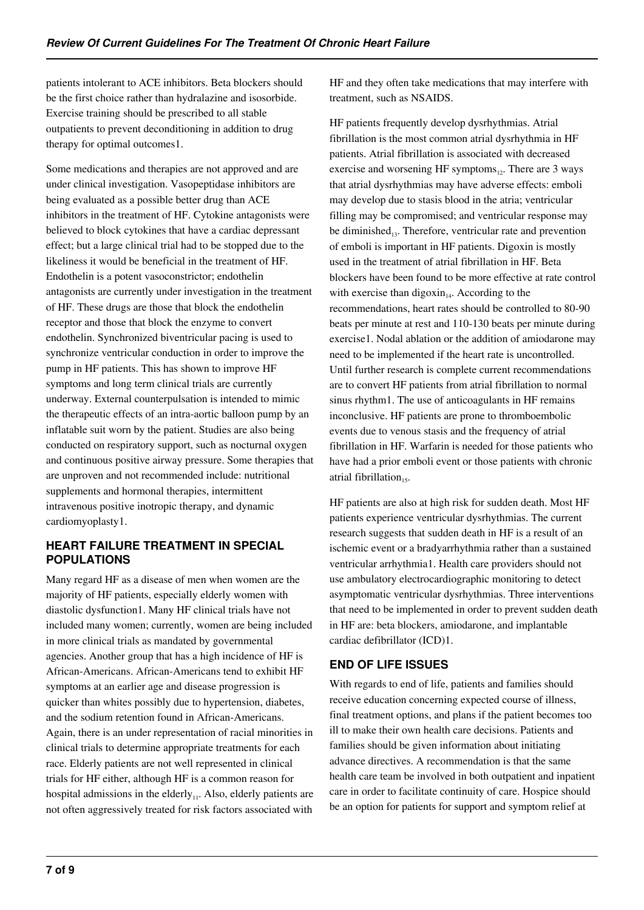patients intolerant to ACE inhibitors. Beta blockers should be the first choice rather than hydralazine and isosorbide. Exercise training should be prescribed to all stable outpatients to prevent deconditioning in addition to drug therapy for optimal outcomes1.

Some medications and therapies are not approved and are under clinical investigation. Vasopeptidase inhibitors are being evaluated as a possible better drug than ACE inhibitors in the treatment of HF. Cytokine antagonists were believed to block cytokines that have a cardiac depressant effect; but a large clinical trial had to be stopped due to the likeliness it would be beneficial in the treatment of HF. Endothelin is a potent vasoconstrictor; endothelin antagonists are currently under investigation in the treatment of HF. These drugs are those that block the endothelin receptor and those that block the enzyme to convert endothelin. Synchronized biventricular pacing is used to synchronize ventricular conduction in order to improve the pump in HF patients. This has shown to improve HF symptoms and long term clinical trials are currently underway. External counterpulsation is intended to mimic the therapeutic effects of an intra-aortic balloon pump by an inflatable suit worn by the patient. Studies are also being conducted on respiratory support, such as nocturnal oxygen and continuous positive airway pressure. Some therapies that are unproven and not recommended include: nutritional supplements and hormonal therapies, intermittent intravenous positive inotropic therapy, and dynamic cardiomyoplasty1.

## HEART FAILURE TREATMENT IN SPECIAL POPULATIONS

Many regard HF as a disease of men when women are the majority of HF patients, especially elderly women with diastolic dysfunction1. Many HF clinical trials have not included many women; currently, women are being included in more clinical trials as mandated by governmental agencies. Another group that has a high incidence of HF is African-Americans. African-Americans tend to exhibit HF symptoms at an earlier age and disease progression is quicker than whites possibly due to hypertension, diabetes, and the sodium retention found in African-Americans. Again, there is an under representation of racial minorities in clinical trials to determine appropriate treatments for each race. Elderly patients are not well represented in clinical trials for HF either, although HF is a common reason for hospital admissions in the elderly[11]. Also, elderly patients are not often aggressively treated for risk factors associated with HF and they often take medications that may interfere with treatment, such as NSAIDS.

HF patients frequently develop dysrhythmias. Atrial fibrillation is the most common atrial dysrhythmia in HF patients. Atrial fibrillation is associated with decreased exercise and worsening HF symptoms[12]. There are 3 ways that atrial dysrhythmias may have adverse effects: emboli may develop due to stasis blood in the atria; ventricular filling may be compromised; and ventricular response may be diminished[13]. Therefore, ventricular rate and prevention of emboli is important in HF patients. Digoxin is mostly used in the treatment of atrial fibrillation in HF. Beta blockers have been found to be more effective at rate control with exercise than digoxin[14]. According to the recommendations, heart rates should be controlled to 80-90 beats per minute at rest and 110-130 beats per minute during exercise1. Nodal ablation or the addition of amiodarone may need to be implemented if the heart rate is uncontrolled. Until further research is complete current recommendations are to convert HF patients from atrial fibrillation to normal sinus rhythm1. The use of anticoagulants in HF remains inconclusive. HF patients are prone to thromboembolic events due to venous stasis and the frequency of atrial fibrillation in HF. Warfarin is needed for those patients who have had a prior emboli event or those patients with chronic atrial fibrillation[15].

HF patients are also at high risk for sudden death. Most HF patients experience ventricular dysrhythmias. The current research suggests that sudden death in HF is a result of an ischemic event or a bradyarrhythmia rather than a sustained ventricular arrhythmia1. Health care providers should not use ambulatory electrocardiographic monitoring to detect asymptomatic ventricular dysrhythmias. Three interventions that need to be implemented in order to prevent sudden death in HF are: beta blockers, amiodarone, and implantable cardiac defibrillator (ICD)1.

## END OF LIFE ISSUES

With regards to end of life, patients and families should receive education concerning expected course of illness, final treatment options, and plans if the patient becomes too ill to make their own health care decisions. Patients and families should be given information about initiating advance directives. A recommendation is that the same health care team be involved in both outpatient and inpatient care in order to facilitate continuity of care. Hospice should be an option for patients for support and symptom relief at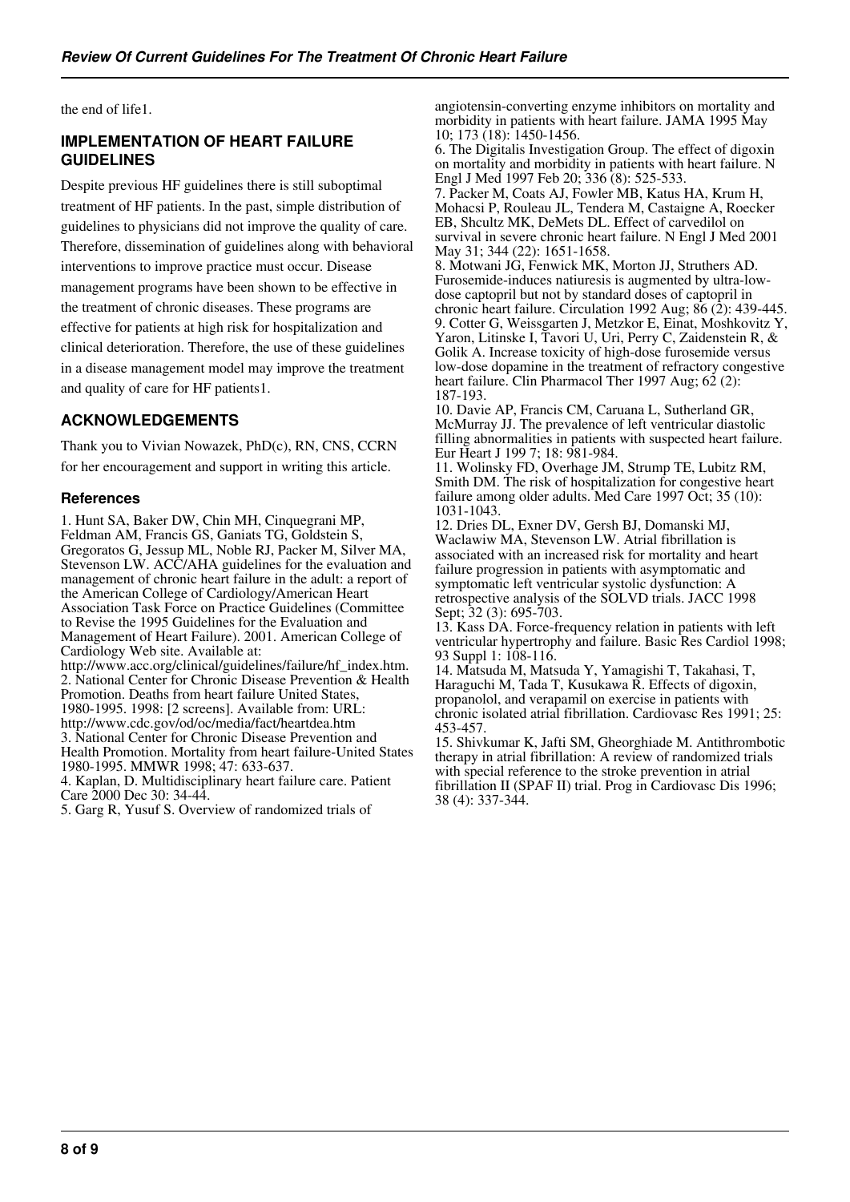the end of life1.

## IMPLEMENTATION OF HEART FAILURE GUIDELINES

Despite previous HF guidelines there is still suboptimal treatment of HF patients. In the past, simple distribution of guidelines to physicians did not improve the quality of care. Therefore, dissemination of guidelines along with behavioral interventions to improve practice must occur. Disease management programs have been shown to be effective in the treatment of chronic diseases. These programs are effective for patients at high risk for hospitalization and clinical deterioration. Therefore, the use of these guidelines in a disease management model may improve the treatment and quality of care for HF patients1.

## ACKNOWLEDGEMENTS

Thank you to Vivian Nowazek, PhD(c), RN, CNS, CCRN for her encouragement and support in writing this article.

### References

1. Hunt SA, Baker DW, Chin MH, Cinquegrani MP, Feldman AM, Francis GS, Ganiats TG, Goldstein S, Gregoratos G, Jessup ML, Noble RJ, Packer M, Silver MA, Stevenson LW. ACC/AHA guidelines for the evaluation and management of chronic heart failure in the adult: a report of the American College of Cardiology/American Heart Association Task Force on Practice Guidelines (Committee to Revise the 1995 Guidelines for the Evaluation and Management of Heart Failure). 2001. American College of Cardiology Web site. Available at: http://www.acc.org/clinical/guidelines/failure/hf_index.htm.
2. National Center for Chronic Disease Prevention & Health Promotion. Deaths from heart failure United States, 1980-1995. 1998: [2 screens]. Available from: URL: http://www.cdc.gov/od/oc/media/fact/heartdea.htm
3. National Center for Chronic Disease Prevention and Health Promotion. Mortality from heart failure-United States 1980-1995. MMWR 1998; 47: 633-637.
4. Kaplan, D. Multidisciplinary heart failure care. Patient Care 2000 Dec 30: 34-44.
5. Garg R, Yusuf S. Overview of randomized trials of angiotensin-converting enzyme inhibitors on mortality and morbidity in patients with heart failure. JAMA 1995 May 10; 173 (18): 1450-1456.
6. The Digitalis Investigation Group. The effect of digoxin on mortality and morbidity in patients with heart failure. N Engl J Med 1997 Feb 20; 336 (8): 525-533.
7. Packer M, Coats AJ, Fowler MB, Katus HA, Krum H, Mohacsi P, Rouleau JL, Tendera M, Castaigne A, Roecker EB, Shcultz MK, DeMets DL. Effect of carvedilol on survival in severe chronic heart failure. N Engl J Med 2001 May 31; 344 (22): 1651-1658.
8. Motwani JG, Fenwick MK, Morton JJ, Struthers AD. Furosemide-induces natiuresis is augmented by ultra-low-dose captopril but not by standard doses of captopril in chronic heart failure. Circulation 1992 Aug; 86 (2): 439-445.
9. Cotter G, Weissgarten J, Metzkor E, Einat, Moshkovitz Y, Yaron, Litinske I, Tavori U, Uri, Perry C, Zaidenstein R, & Golik A. Increase toxicity of high-dose furosemide versus low-dose dopamine in the treatment of refractory congestive heart failure. Clin Pharmacol Ther 1997 Aug; 62 (2): 187-193.
10. Davie AP, Francis CM, Caruana L, Sutherland GR, McMurray JJ. The prevalence of left ventricular diastolic filling abnormalities in patients with suspected heart failure. Eur Heart J 199 7; 18: 981-984.
11. Wolinsky FD, Overhage JM, Strump TE, Lubitz RM, Smith DM. The risk of hospitalization for congestive heart failure among older adults. Med Care 1997 Oct; 35 (10): 1031-1043.
12. Dries DL, Exner DV, Gersh BJ, Domanski MJ, Waclawiw MA, Stevenson LW. Atrial fibrillation is associated with an increased risk for mortality and heart failure progression in patients with asymptomatic and symptomatic left ventricular systolic dysfunction: A retrospective analysis of the SOLVD trials. JACC 1998 Sept; 32 (3): 695-703.
13. Kass DA. Force-frequency relation in patients with left ventricular hypertrophy and failure. Basic Res Cardiol 1998; 93 Suppl 1: 108-116.
14. Matsuda M, Matsuda Y, Yamagishi T, Takahasi, T, Haraguchi M, Tada T, Kusukawa R. Effects of digoxin, propanolol, and verapamil on exercise in patients with chronic isolated atrial fibrillation. Cardiovasc Res 1991; 25: 453-457.
15. Shivkumar K, Jafti SM, Gheorghiade M. Antithrombotic therapy in atrial fibrillation: A review of randomized trials with special reference to the stroke prevention in atrial fibrillation II (SPAF II) trial. Prog in Cardiovasc Dis 1996; 38 (4): 337-344.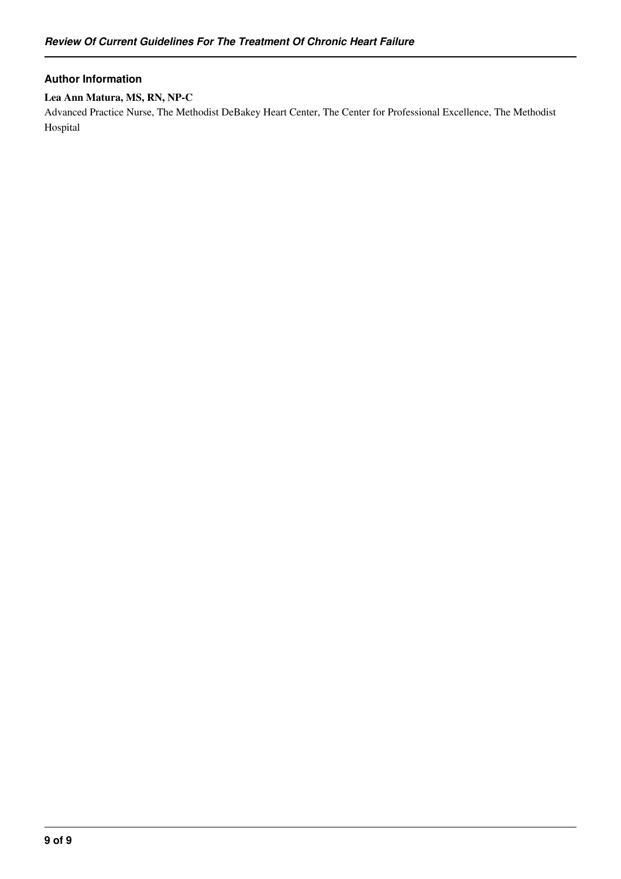## Author Information

**Lea Ann Matura, MS, RN, NP-C**

Advanced Practice Nurse, The Methodist DeBakey Heart Center, The Center for Professional Excellence, The Methodist Hospital